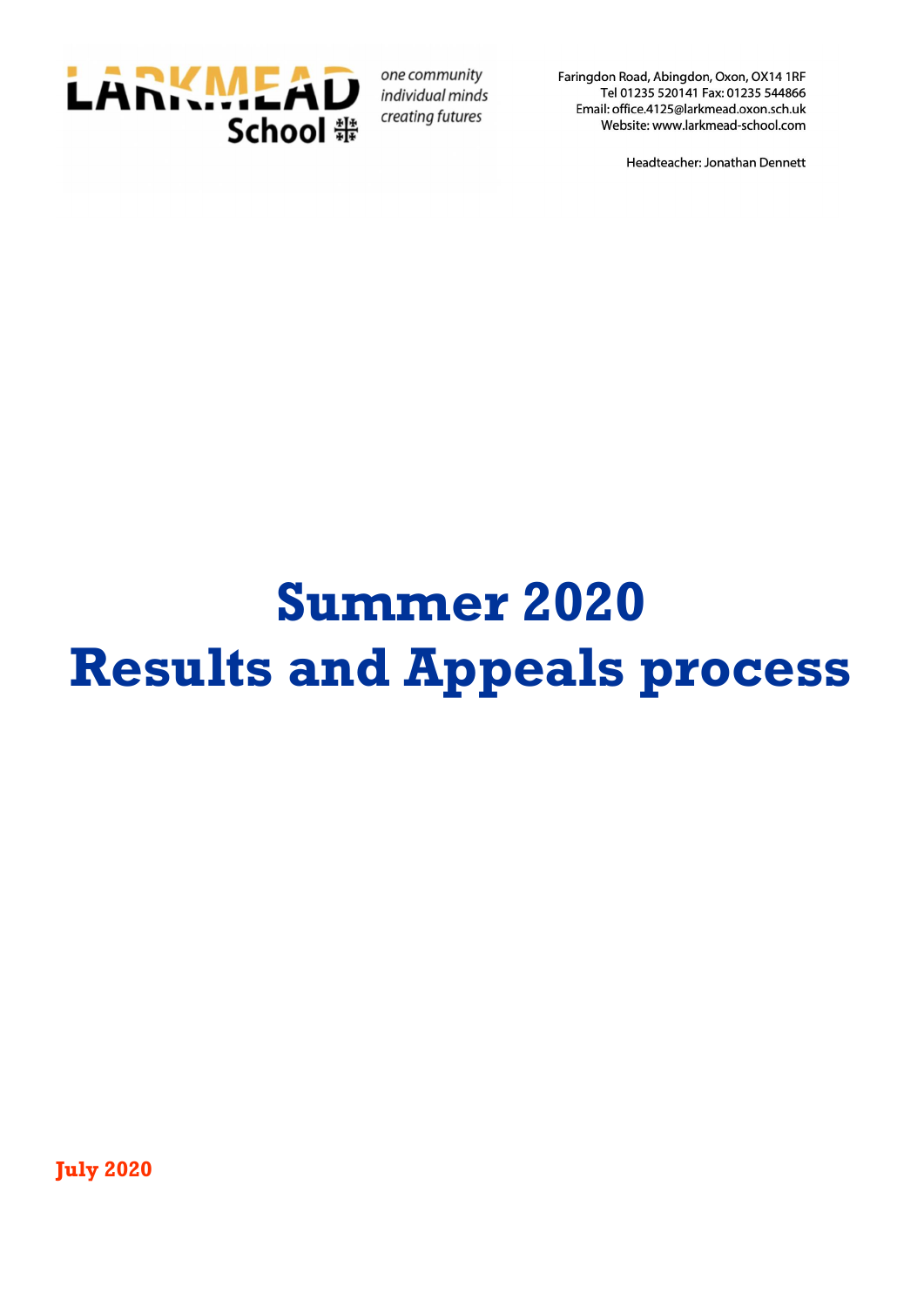one community
individual minds
creating futures

Faringdon Road, Abingdon, Oxon, OX14 1RF
Tel 01235 520141 Fax: 01235 544866
Email: office.4125@larkmead.oxon.sch.uk
Website: www.larkmead-school.com

Headteacher: Jonathan Dennett

# Summer 2020
# Results and Appeals process

**July 2020**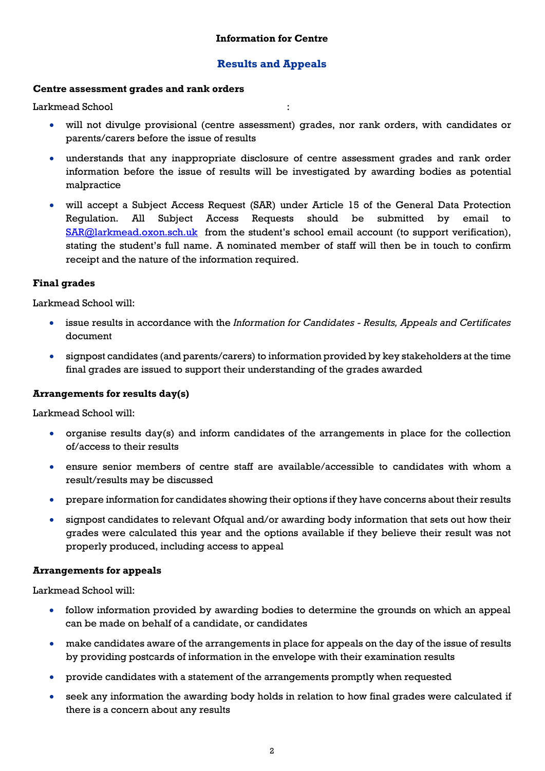**Information for Centre**

## Results and Appeals

**Centre assessment grades and rank orders**

Larkmead School :

- will not divulge provisional (centre assessment) grades, nor rank orders, with candidates or parents/carers before the issue of results
- understands that any inappropriate disclosure of centre assessment grades and rank order information before the issue of results will be investigated by awarding bodies as potential malpractice
- will accept a Subject Access Request (SAR) under Article 15 of the General Data Protection Regulation. All Subject Access Requests should be submitted by email to SAR@larkmead.oxon.sch.uk from the student's school email account (to support verification), stating the student's full name. A nominated member of staff will then be in touch to confirm receipt and the nature of the information required.

**Final grades**

Larkmead School will:

- issue results in accordance with the *Information for Candidates - Results, Appeals and Certificates* document
- signpost candidates (and parents/carers) to information provided by key stakeholders at the time final grades are issued to support their understanding of the grades awarded

**Arrangements for results day(s)**

Larkmead School will:

- organise results day(s) and inform candidates of the arrangements in place for the collection of/access to their results
- ensure senior members of centre staff are available/accessible to candidates with whom a result/results may be discussed
- prepare information for candidates showing their options if they have concerns about their results
- signpost candidates to relevant Ofqual and/or awarding body information that sets out how their grades were calculated this year and the options available if they believe their result was not properly produced, including access to appeal

**Arrangements for appeals**

Larkmead School will:

- follow information provided by awarding bodies to determine the grounds on which an appeal can be made on behalf of a candidate, or candidates
- make candidates aware of the arrangements in place for appeals on the day of the issue of results by providing postcards of information in the envelope with their examination results
- provide candidates with a statement of the arrangements promptly when requested
- seek any information the awarding body holds in relation to how final grades were calculated if there is a concern about any results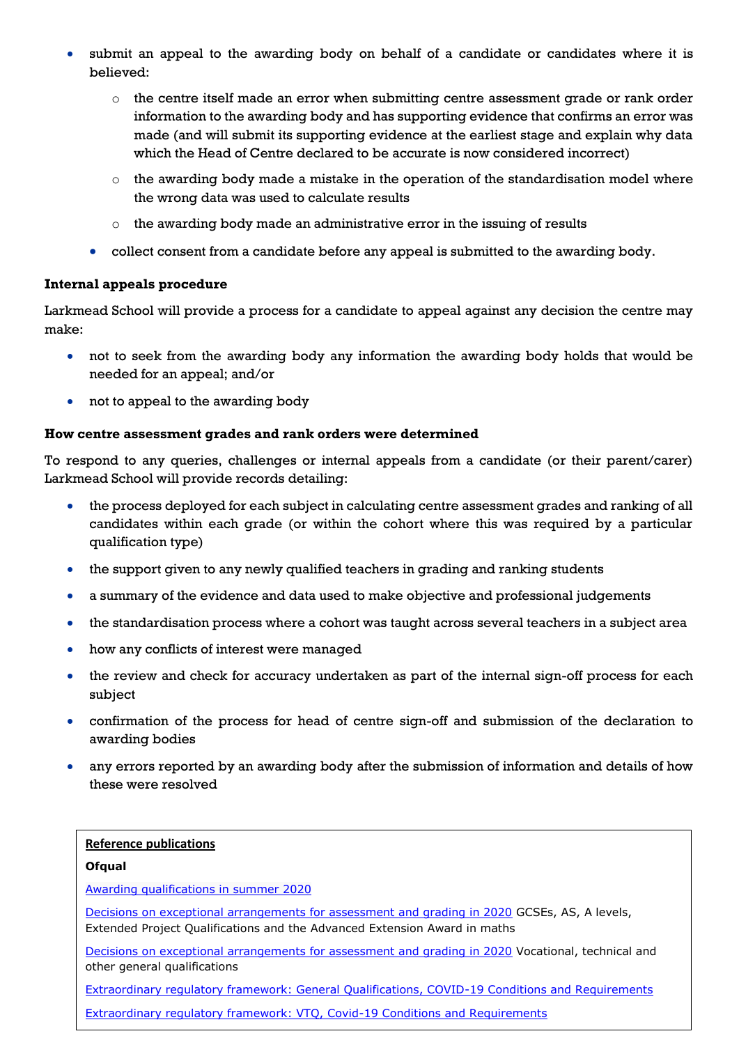- submit an appeal to the awarding body on behalf of a candidate or candidates where it is believed:
    - the centre itself made an error when submitting centre assessment grade or rank order information to the awarding body and has supporting evidence that confirms an error was made (and will submit its supporting evidence at the earliest stage and explain why data which the Head of Centre declared to be accurate is now considered incorrect)
    - the awarding body made a mistake in the operation of the standardisation model where the wrong data was used to calculate results
    - the awarding body made an administrative error in the issuing of results
- collect consent from a candidate before any appeal is submitted to the awarding body.

**Internal appeals procedure**

Larkmead School will provide a process for a candidate to appeal against any decision the centre may make:

- not to seek from the awarding body any information the awarding body holds that would be needed for an appeal; and/or
- not to appeal to the awarding body

**How centre assessment grades and rank orders were determined**

To respond to any queries, challenges or internal appeals from a candidate (or their parent/carer) Larkmead School will provide records detailing:

- the process deployed for each subject in calculating centre assessment grades and ranking of all candidates within each grade (or within the cohort where this was required by a particular qualification type)
- the support given to any newly qualified teachers in grading and ranking students
- a summary of the evidence and data used to make objective and professional judgements
- the standardisation process where a cohort was taught across several teachers in a subject area
- how any conflicts of interest were managed
- the review and check for accuracy undertaken as part of the internal sign-off process for each subject
- confirmation of the process for head of centre sign-off and submission of the declaration to awarding bodies
- any errors reported by an awarding body after the submission of information and details of how these were resolved

**Reference publications**

**Ofqual**

Awarding qualifications in summer 2020

Decisions on exceptional arrangements for assessment and grading in 2020 GCSEs, AS, A levels, Extended Project Qualifications and the Advanced Extension Award in maths

Decisions on exceptional arrangements for assessment and grading in 2020 Vocational, technical and other general qualifications

Extraordinary regulatory framework: General Qualifications, COVID-19 Conditions and Requirements

Extraordinary regulatory framework: VTQ, Covid-19 Conditions and Requirements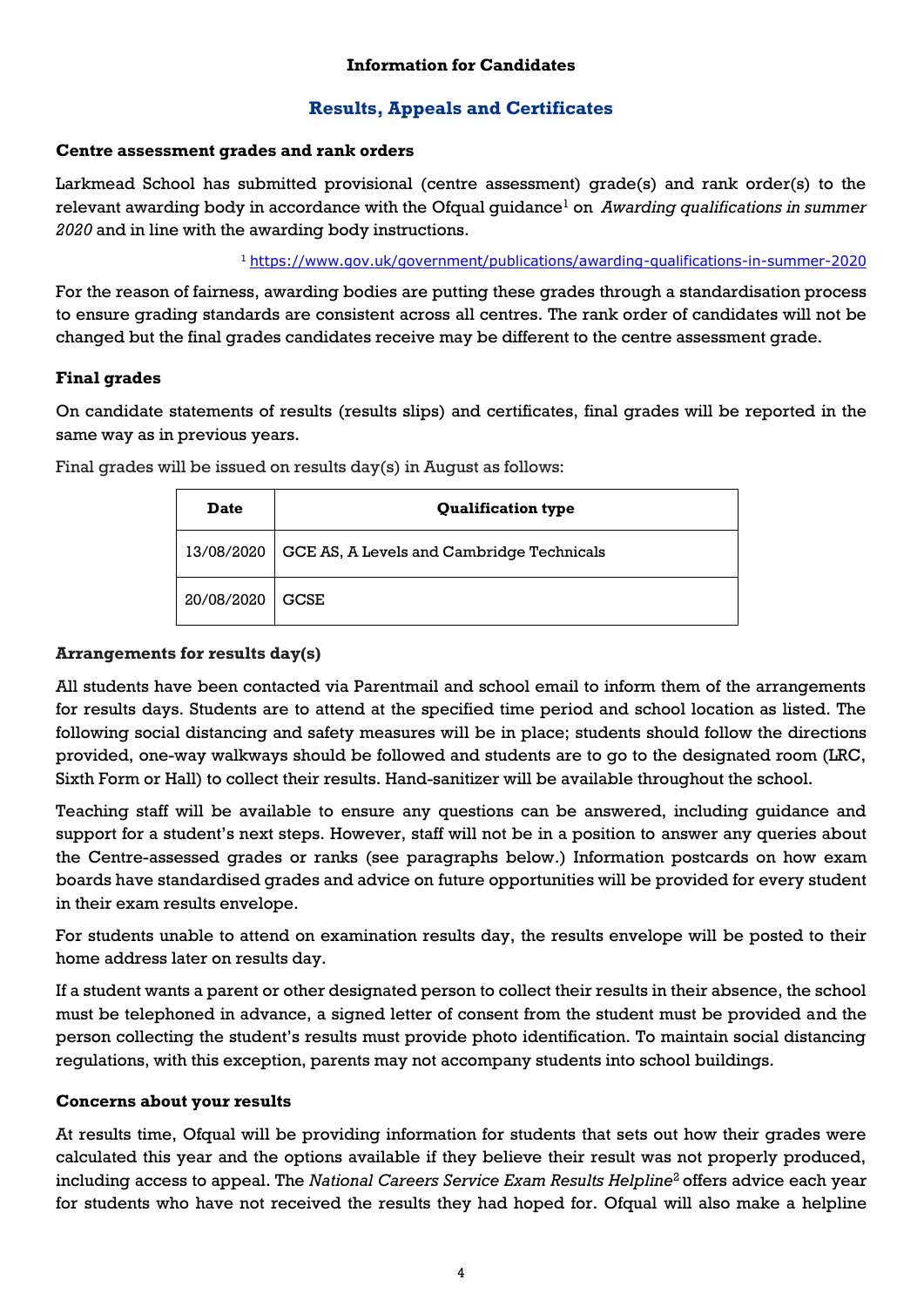**Information for Candidates**

## Results, Appeals and Certificates

### Centre assessment grades and rank orders

Larkmead School has submitted provisional (centre assessment) grade(s) and rank order(s) to the relevant awarding body in accordance with the Ofqual guidance[1] on *Awarding qualifications in summer 2020* and in line with the awarding body instructions.

[1] https://www.gov.uk/government/publications/awarding-qualifications-in-summer-2020

For the reason of fairness, awarding bodies are putting these grades through a standardisation process to ensure grading standards are consistent across all centres. The rank order of candidates will not be changed but the final grades candidates receive may be different to the centre assessment grade.

### Final grades

On candidate statements of results (results slips) and certificates, final grades will be reported in the same way as in previous years.

Final grades will be issued on results day(s) in August as follows:

| Date | Qualification type |
|---|---|
| 13/08/2020 | GCE AS, A Levels and Cambridge Technicals |
| 20/08/2020 | GCSE |

### Arrangements for results day(s)

All students have been contacted via Parentmail and school email to inform them of the arrangements for results days. Students are to attend at the specified time period and school location as listed. The following social distancing and safety measures will be in place; students should follow the directions provided, one-way walkways should be followed and students are to go to the designated room (LRC, Sixth Form or Hall) to collect their results. Hand-sanitizer will be available throughout the school.

Teaching staff will be available to ensure any questions can be answered, including guidance and support for a student's next steps. However, staff will not be in a position to answer any queries about the Centre-assessed grades or ranks (see paragraphs below.) Information postcards on how exam boards have standardised grades and advice on future opportunities will be provided for every student in their exam results envelope.

For students unable to attend on examination results day, the results envelope will be posted to their home address later on results day.

If a student wants a parent or other designated person to collect their results in their absence, the school must be telephoned in advance, a signed letter of consent from the student must be provided and the person collecting the student's results must provide photo identification. To maintain social distancing regulations, with this exception, parents may not accompany students into school buildings.

### Concerns about your results

At results time, Ofqual will be providing information for students that sets out how their grades were calculated this year and the options available if they believe their result was not properly produced, including access to appeal. The *National Careers Service Exam Results Helpline*[2] offers advice each year for students who have not received the results they had hoped for. Ofqual will also make a helpline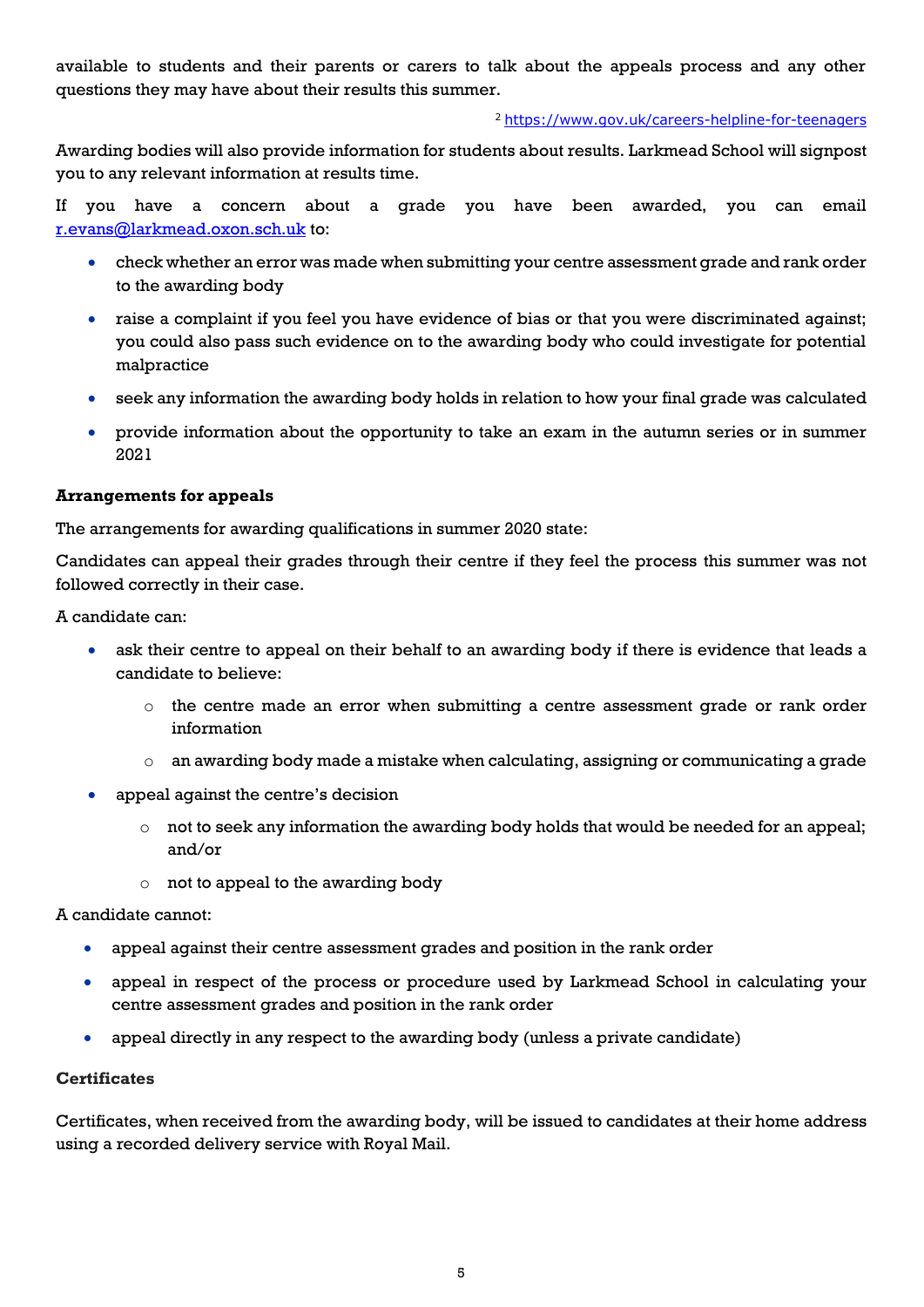available to students and their parents or carers to talk about the appeals process and any other questions they may have about their results this summer.

[2] https://www.gov.uk/careers-helpline-for-teenagers

Awarding bodies will also provide information for students about results. Larkmead School will signpost you to any relevant information at results time.

If you have a concern about a grade you have been awarded, you can email r.evans@larkmead.oxon.sch.uk to:

- check whether an error was made when submitting your centre assessment grade and rank order to the awarding body
- raise a complaint if you feel you have evidence of bias or that you were discriminated against; you could also pass such evidence on to the awarding body who could investigate for potential malpractice
- seek any information the awarding body holds in relation to how your final grade was calculated
- provide information about the opportunity to take an exam in the autumn series or in summer 2021

**Arrangements for appeals**

The arrangements for awarding qualifications in summer 2020 state:

Candidates can appeal their grades through their centre if they feel the process this summer was not followed correctly in their case.

A candidate can:

- ask their centre to appeal on their behalf to an awarding body if there is evidence that leads a candidate to believe:
  - the centre made an error when submitting a centre assessment grade or rank order information
  - an awarding body made a mistake when calculating, assigning or communicating a grade
- appeal against the centre's decision
  - not to seek any information the awarding body holds that would be needed for an appeal; and/or
  - not to appeal to the awarding body

A candidate cannot:

- appeal against their centre assessment grades and position in the rank order
- appeal in respect of the process or procedure used by Larkmead School in calculating your centre assessment grades and position in the rank order
- appeal directly in any respect to the awarding body (unless a private candidate)

**Certificates**

Certificates, when received from the awarding body, will be issued to candidates at their home address using a recorded delivery service with Royal Mail.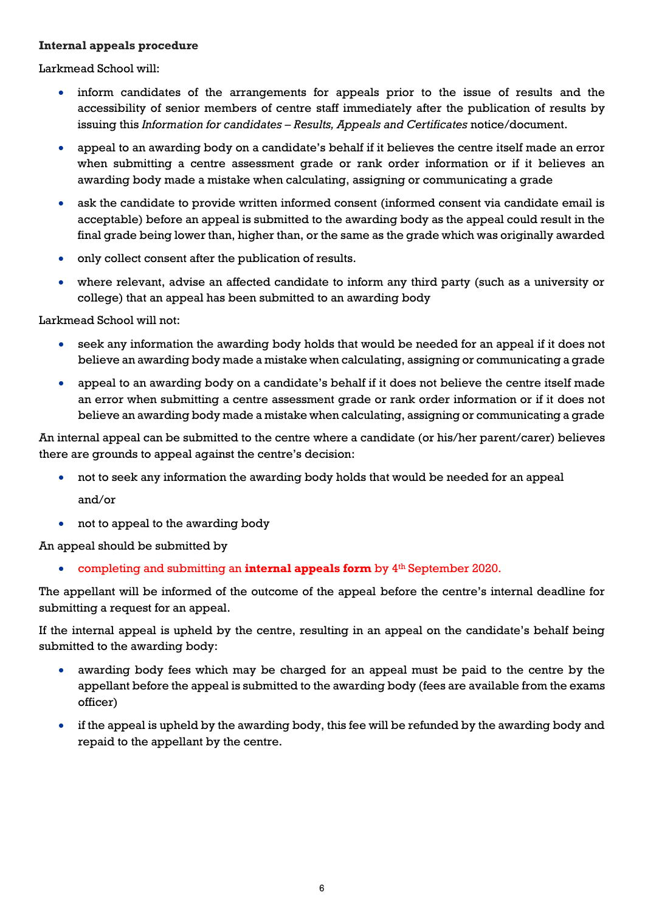**Internal appeals procedure**

Larkmead School will:

- inform candidates of the arrangements for appeals prior to the issue of results and the accessibility of senior members of centre staff immediately after the publication of results by issuing this *Information for candidates – Results, Appeals and Certificates* notice/document.
- appeal to an awarding body on a candidate's behalf if it believes the centre itself made an error when submitting a centre assessment grade or rank order information or if it believes an awarding body made a mistake when calculating, assigning or communicating a grade
- ask the candidate to provide written informed consent (informed consent via candidate email is acceptable) before an appeal is submitted to the awarding body as the appeal could result in the final grade being lower than, higher than, or the same as the grade which was originally awarded
- only collect consent after the publication of results.
- where relevant, advise an affected candidate to inform any third party (such as a university or college) that an appeal has been submitted to an awarding body

Larkmead School will not:

- seek any information the awarding body holds that would be needed for an appeal if it does not believe an awarding body made a mistake when calculating, assigning or communicating a grade
- appeal to an awarding body on a candidate's behalf if it does not believe the centre itself made an error when submitting a centre assessment grade or rank order information or if it does not believe an awarding body made a mistake when calculating, assigning or communicating a grade

An internal appeal can be submitted to the centre where a candidate (or his/her parent/carer) believes there are grounds to appeal against the centre's decision:

- not to seek any information the awarding body holds that would be needed for an appeal

  and/or

- not to appeal to the awarding body

An appeal should be submitted by

- completing and submitting an **internal appeals form** by 4th September 2020.

The appellant will be informed of the outcome of the appeal before the centre's internal deadline for submitting a request for an appeal.

If the internal appeal is upheld by the centre, resulting in an appeal on the candidate's behalf being submitted to the awarding body:

- awarding body fees which may be charged for an appeal must be paid to the centre by the appellant before the appeal is submitted to the awarding body (fees are available from the exams officer)
- if the appeal is upheld by the awarding body, this fee will be refunded by the awarding body and repaid to the appellant by the centre.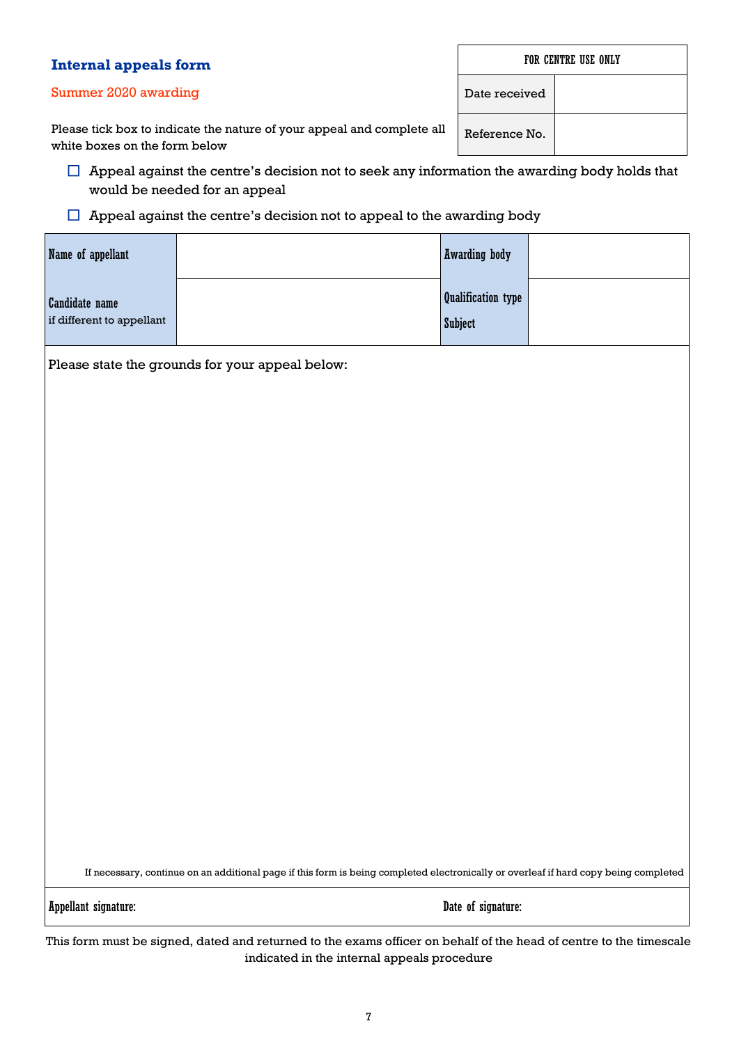## Internal appeals form

Summer 2020 awarding

| FOR CENTRE USE ONLY | |
|---|---|
| Date received | |
| Reference No. | |

Please tick box to indicate the nature of your appeal and complete all white boxes on the form below

☐ Appeal against the centre's decision not to seek any information the awarding body holds that would be needed for an appeal

☐ Appeal against the centre's decision not to appeal to the awarding body

| Name of appellant | | Awarding body | |
|---|---|---|---|
| Candidate name<br>if different to appellant | | Qualification type<br>Subject | |

Please state the grounds for your appeal below:

If necessary, continue on an additional page if this form is being completed electronically or overleaf if hard copy being completed

| Appellant signature: | Date of signature: |
|---|---|

This form must be signed, dated and returned to the exams officer on behalf of the head of centre to the timescale indicated in the internal appeals procedure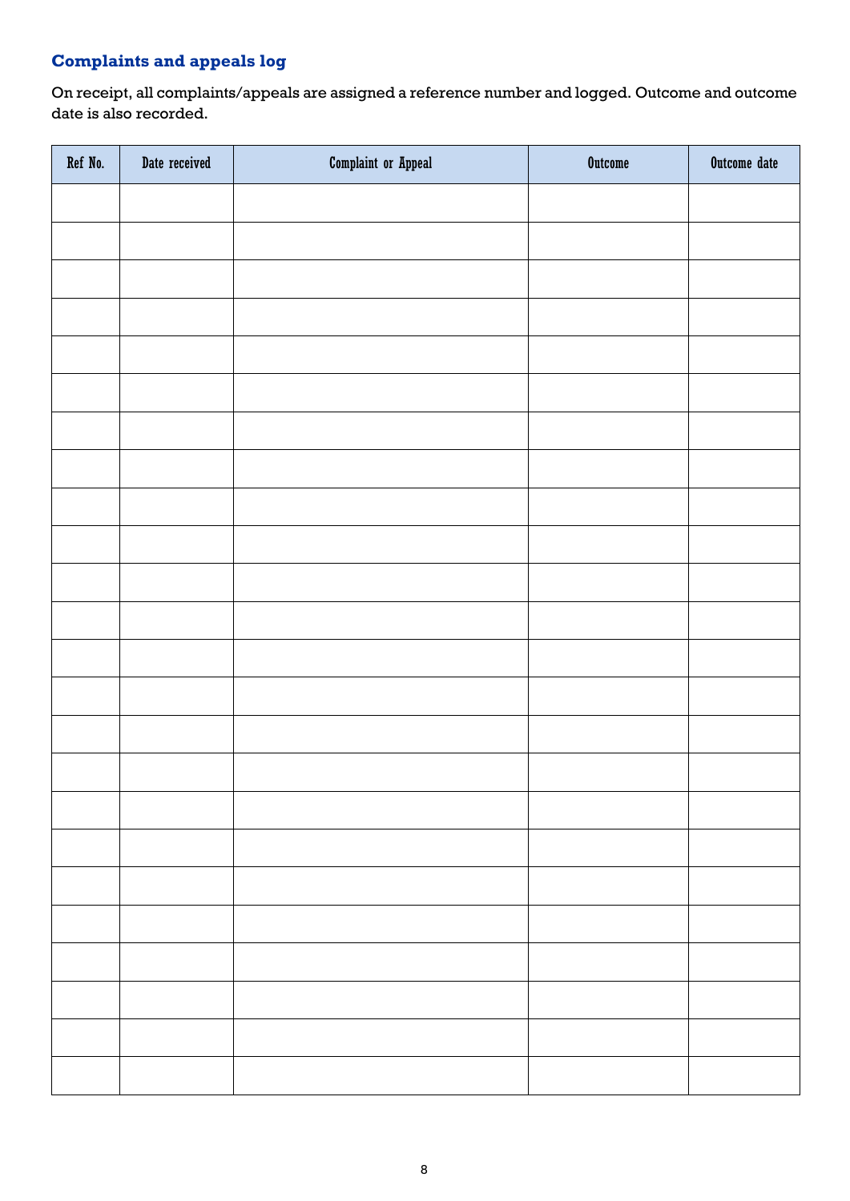### Complaints and appeals log

On receipt, all complaints/appeals are assigned a reference number and logged. Outcome and outcome date is also recorded.

| Ref No. | Date received | Complaint or Appeal | Outcome | Outcome date |
|---|---|---|---|---|
| | | | | |
| | | | | |
| | | | | |
| | | | | |
| | | | | |
| | | | | |
| | | | | |
| | | | | |
| | | | | |
| | | | | |
| | | | | |
| | | | | |
| | | | | |
| | | | | |
| | | | | |
| | | | | |
| | | | | |
| | | | | |
| | | | | |
| | | | | |
| | | | | |
| | | | | |
| | | | | |
| | | | | |